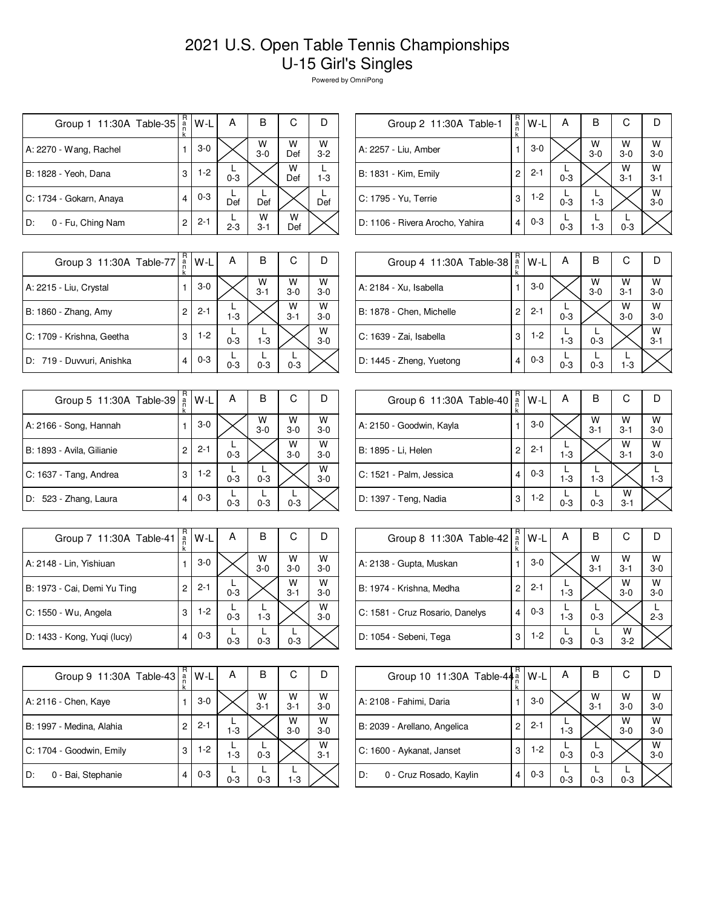# 2021 U.S. Open Table Tennis Championships
# U-15 Girl's Singles

Powered by OmniPong

| Group 1 11:30A Table-35 | Rank | W-L | A | B | C | D |
|---|---|---|---|---|---|---|
| A: 2270 - Wang, Rachel | 1 | 3-0 | | W 3-0 | W Def | W 3-2 |
| B: 1828 - Yeoh, Dana | 3 | 1-2 | L 0-3 | | W Def | L 1-3 |
| C: 1734 - Gokarn, Anaya | 4 | 0-3 | L Def | L Def | | L Def |
| D: 0 - Fu, Ching Nam | 2 | 2-1 | L 2-3 | W 3-1 | W Def | |

| Group 2 11:30A Table-1 | Rank | W-L | A | B | C | D |
|---|---|---|---|---|---|---|
| A: 2257 - Liu, Amber | 1 | 3-0 | | W 3-0 | W 3-0 | W 3-0 |
| B: 1831 - Kim, Emily | 2 | 2-1 | L 0-3 | | W 3-1 | W 3-1 |
| C: 1795 - Yu, Terrie | 3 | 1-2 | L 0-3 | L 1-3 | | W 3-0 |
| D: 1106 - Rivera Arocho, Yahira | 4 | 0-3 | L 0-3 | L 1-3 | L 0-3 | |

| Group 3 11:30A Table-77 | Rank | W-L | A | B | C | D |
|---|---|---|---|---|---|---|
| A: 2215 - Liu, Crystal | 1 | 3-0 | | W 3-1 | W 3-0 | W 3-0 |
| B: 1860 - Zhang, Amy | 2 | 2-1 | L 1-3 | | W 3-1 | W 3-0 |
| C: 1709 - Krishna, Geetha | 3 | 1-2 | L 0-3 | L 1-3 | | W 3-0 |
| D: 719 - Duvvuri, Anishka | 4 | 0-3 | L 0-3 | L 0-3 | L 0-3 | |

| Group 4 11:30A Table-38 | Rank | W-L | A | B | C | D |
|---|---|---|---|---|---|---|
| A: 2184 - Xu, Isabella | 1 | 3-0 | | W 3-0 | W 3-1 | W 3-0 |
| B: 1878 - Chen, Michelle | 2 | 2-1 | L 0-3 | | W 3-0 | W 3-0 |
| C: 1639 - Zai, Isabella | 3 | 1-2 | L 1-3 | L 0-3 | | W 3-1 |
| D: 1445 - Zheng, Yuetong | 4 | 0-3 | L 0-3 | L 0-3 | L 1-3 | |

| Group 5 11:30A Table-39 | Rank | W-L | A | B | C | D |
|---|---|---|---|---|---|---|
| A: 2166 - Song, Hannah | 1 | 3-0 | | W 3-0 | W 3-0 | W 3-0 |
| B: 1893 - Avila, Gilianie | 2 | 2-1 | L 0-3 | | W 3-0 | W 3-0 |
| C: 1637 - Tang, Andrea | 3 | 1-2 | L 0-3 | L 0-3 | | W 3-0 |
| D: 523 - Zhang, Laura | 4 | 0-3 | L 0-3 | L 0-3 | L 0-3 | |

| Group 6 11:30A Table-40 | Rank | W-L | A | B | C | D |
|---|---|---|---|---|---|---|
| A: 2150 - Goodwin, Kayla | 1 | 3-0 | | W 3-1 | W 3-1 | W 3-0 |
| B: 1895 - Li, Helen | 2 | 2-1 | L 1-3 | | W 3-1 | W 3-0 |
| C: 1521 - Palm, Jessica | 4 | 0-3 | L 1-3 | L 1-3 | | L 1-3 |
| D: 1397 - Teng, Nadia | 3 | 1-2 | L 0-3 | L 0-3 | W 3-1 | |

| Group 7 11:30A Table-41 | Rank | W-L | A | B | C | D |
|---|---|---|---|---|---|---|
| A: 2148 - Lin, Yishiuan | 1 | 3-0 | | W 3-0 | W 3-0 | W 3-0 |
| B: 1973 - Cai, Demi Yu Ting | 2 | 2-1 | L 0-3 | | W 3-1 | W 3-0 |
| C: 1550 - Wu, Angela | 3 | 1-2 | L 0-3 | L 1-3 | | W 3-0 |
| D: 1433 - Kong, Yuqi (lucy) | 4 | 0-3 | L 0-3 | L 0-3 | L 0-3 | |

| Group 8 11:30A Table-42 | Rank | W-L | A | B | C | D |
|---|---|---|---|---|---|---|
| A: 2138 - Gupta, Muskan | 1 | 3-0 | | W 3-1 | W 3-1 | W 3-0 |
| B: 1974 - Krishna, Medha | 2 | 2-1 | L 1-3 | | W 3-0 | W 3-0 |
| C: 1581 - Cruz Rosario, Danelys | 4 | 0-3 | L 1-3 | L 0-3 | | L 2-3 |
| D: 1054 - Sebeni, Tega | 3 | 1-2 | L 0-3 | L 0-3 | W 3-2 | |

| Group 9 11:30A Table-43 | Rank | W-L | A | B | C | D |
|---|---|---|---|---|---|---|
| A: 2116 - Chen, Kaye | 1 | 3-0 | | W 3-1 | W 3-1 | W 3-0 |
| B: 1997 - Medina, Alahia | 2 | 2-1 | L 1-3 | | W 3-0 | W 3-0 |
| C: 1704 - Goodwin, Emily | 3 | 1-2 | L 1-3 | L 0-3 | | W 3-1 |
| D: 0 - Bai, Stephanie | 4 | 0-3 | L 0-3 | L 0-3 | L 1-3 | |

| Group 10 11:30A Table-44 | Rank | W-L | A | B | C | D |
|---|---|---|---|---|---|---|
| A: 2108 - Fahimi, Daria | 1 | 3-0 | | W 3-1 | W 3-0 | W 3-0 |
| B: 2039 - Arellano, Angelica | 2 | 2-1 | L 1-3 | | W 3-0 | W 3-0 |
| C: 1600 - Aykanat, Janset | 3 | 1-2 | L 0-3 | L 0-3 | | W 3-0 |
| D: 0 - Cruz Rosado, Kaylin | 4 | 0-3 | L 0-3 | L 0-3 | L 0-3 | |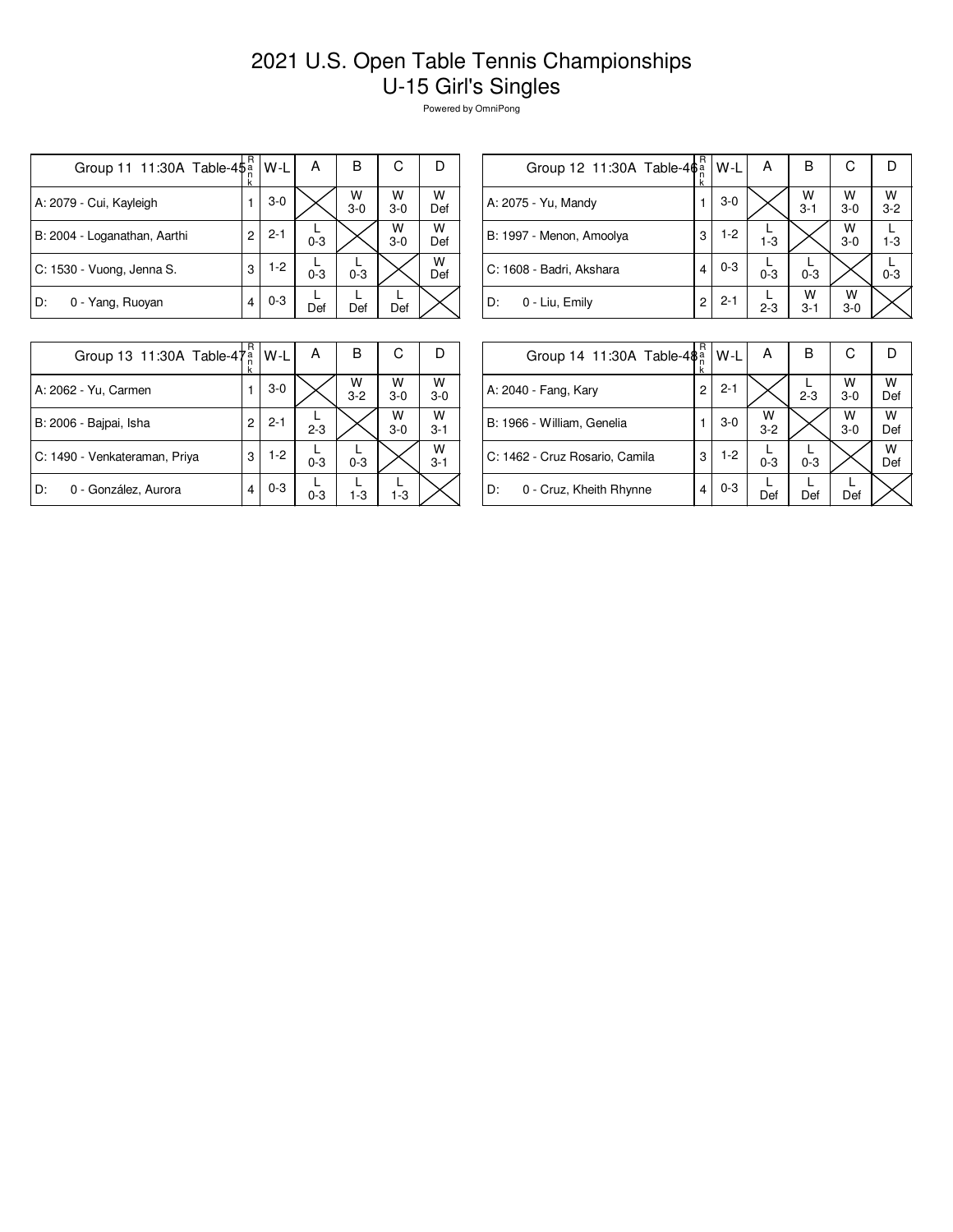# 2021 U.S. Open Table Tennis Championships
## U-15 Girl's Singles

Powered by OmniPong

| Group 11 11:30A Table-45 | Rank | W-L | A | B | C | D |
|---|---|---|---|---|---|---|
| A: 2079 - Cui, Kayleigh | 1 | 3-0 | | W 3-0 | W 3-0 | W Def |
| B: 2004 - Loganathan, Aarthi | 2 | 2-1 | L 0-3 | | W 3-0 | W Def |
| C: 1530 - Vuong, Jenna S. | 3 | 1-2 | L 0-3 | L 0-3 | | W Def |
| D: 0 - Yang, Ruoyan | 4 | 0-3 | L Def | L Def | L Def | |

| Group 12 11:30A Table-46 | Rank | W-L | A | B | C | D |
|---|---|---|---|---|---|---|
| A: 2075 - Yu, Mandy | 1 | 3-0 | | W 3-1 | W 3-0 | W 3-2 |
| B: 1997 - Menon, Amoolya | 3 | 1-2 | L 1-3 | | W 3-0 | L 1-3 |
| C: 1608 - Badri, Akshara | 4 | 0-3 | L 0-3 | L 0-3 | | L 0-3 |
| D: 0 - Liu, Emily | 2 | 2-1 | L 2-3 | W 3-1 | W 3-0 | |

| Group 13 11:30A Table-47 | Rank | W-L | A | B | C | D |
|---|---|---|---|---|---|---|
| A: 2062 - Yu, Carmen | 1 | 3-0 | | W 3-2 | W 3-0 | W 3-0 |
| B: 2006 - Bajpai, Isha | 2 | 2-1 | L 2-3 | | W 3-0 | W 3-1 |
| C: 1490 - Venkateraman, Priya | 3 | 1-2 | L 0-3 | L 0-3 | | W 3-1 |
| D: 0 - González, Aurora | 4 | 0-3 | L 0-3 | L 1-3 | L 1-3 | |

| Group 14 11:30A Table-48 | Rank | W-L | A | B | C | D |
|---|---|---|---|---|---|---|
| A: 2040 - Fang, Kary | 2 | 2-1 | | L 2-3 | W 3-0 | W Def |
| B: 1966 - William, Genelia | 1 | 3-0 | W 3-2 | | W 3-0 | W Def |
| C: 1462 - Cruz Rosario, Camila | 3 | 1-2 | L 0-3 | L 0-3 | | W Def |
| D: 0 - Cruz, Kheith Rhynne | 4 | 0-3 | L Def | L Def | L Def | |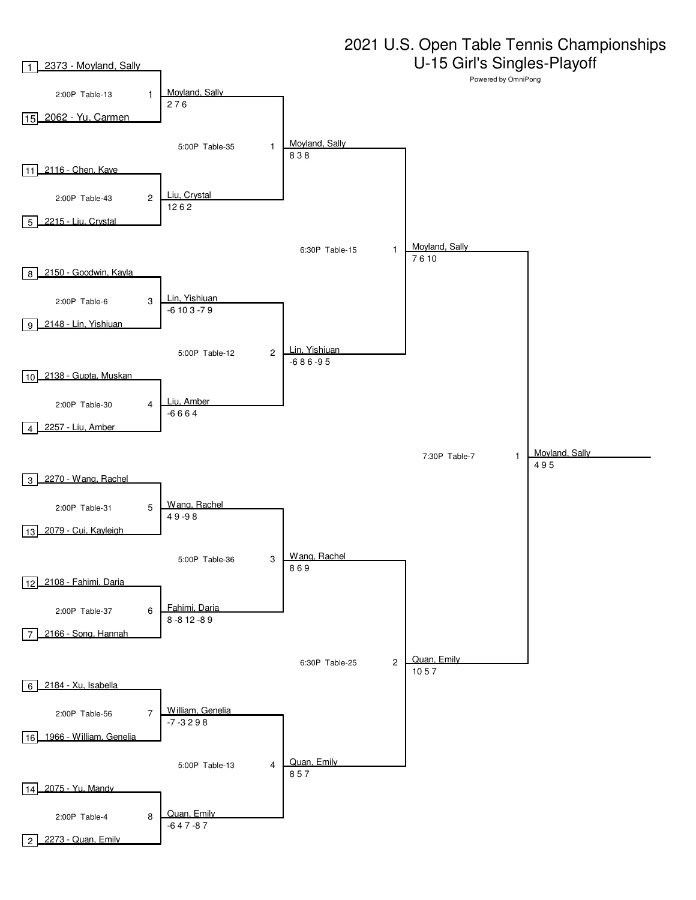# 2021 U.S. Open Table Tennis Championships
## U-15 Girl's Singles-Playoff

Powered by OmniPong

1 2373 - Moyland, Sally

2:00P Table-13 1

15 2062 - Yu, Carmen

Moyland, Sally
2 7 6

5:00P Table-35 1

11 2116 - Chen, Kaye

2:00P Table-43 2

5 2215 - Liu, Crystal

Liu, Crystal
12 6 2

Moyland, Sally
8 3 8

6:30P Table-15 1

8 2150 - Goodwin, Kayla

2:00P Table-6 3

9 2148 - Lin, Yishiuan

Lin, Yishiuan
-6 10 3 -7 9

5:00P Table-12 2

10 2138 - Gupta, Muskan

2:00P Table-30 4

4 2257 - Liu, Amber

Liu, Amber
-6 6 6 4

Lin, Yishiuan
-6 8 6 -9 5

Moyland, Sally
7 6 10

7:30P Table-7 1

Moyland, Sally
4 9 5

3 2270 - Wang, Rachel

2:00P Table-31 5

13 2079 - Cui, Kayleigh

Wang, Rachel
4 9 -9 8

5:00P Table-36 3

12 2108 - Fahimi, Daria

2:00P Table-37 6

7 2166 - Song, Hannah

Fahimi, Daria
8 -8 12 -8 9

Wang, Rachel
8 6 9

6:30P Table-25 2

6 2184 - Xu, Isabella

2:00P Table-56 7

16 1966 - William, Genelia

William, Genelia
-7 -3 2 9 8

5:00P Table-13 4

14 2075 - Yu, Mandy

2:00P Table-4 8

2 2273 - Quan, Emily

Quan, Emily
-6 4 7 -8 7

Quan, Emily
8 5 7

Quan, Emily
10 5 7